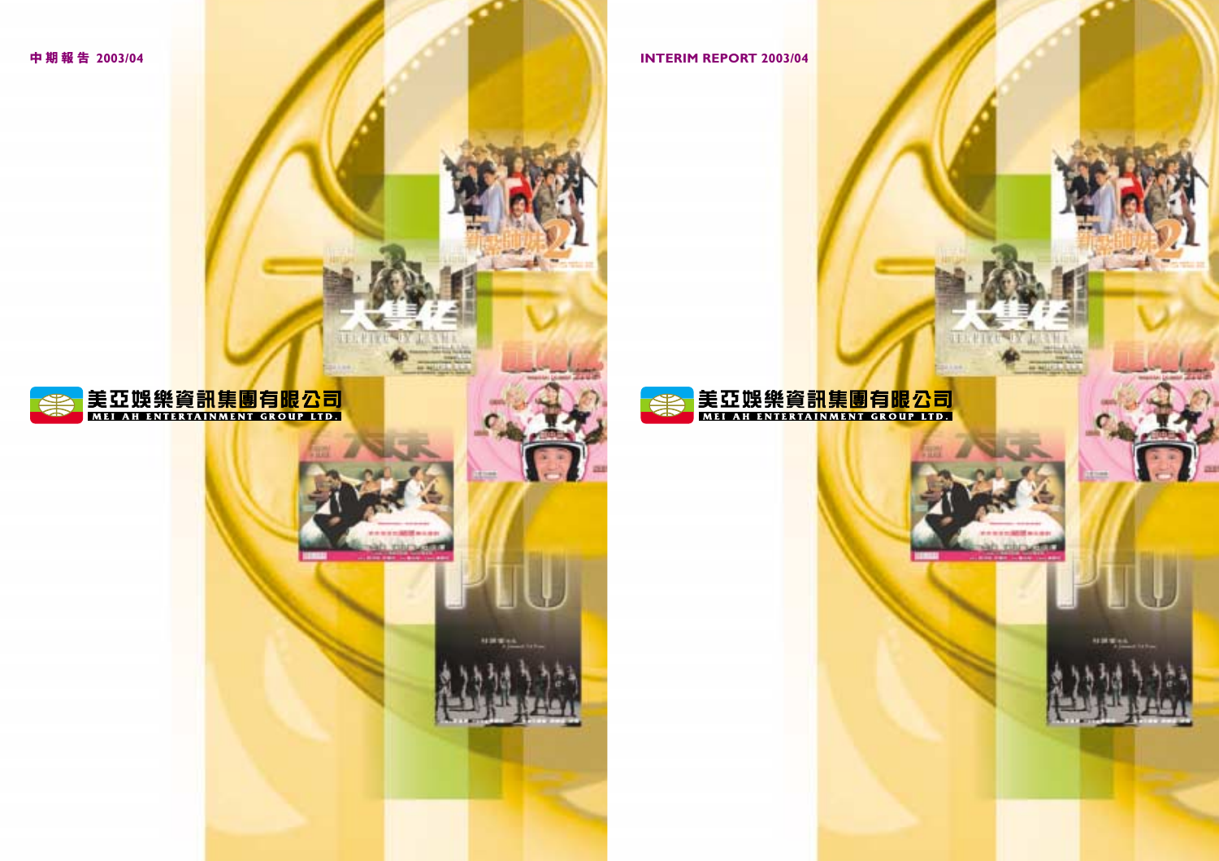中期報告 2003/04

美亞娛樂資訊集團有限公司

MEI AH ENTERTAINMENT GROUP LTD.

INTERIM REPORT 2003/04

美亞娛樂資訊集團有限公司

MEI AH ENTERTAINMENT GROUP LTD.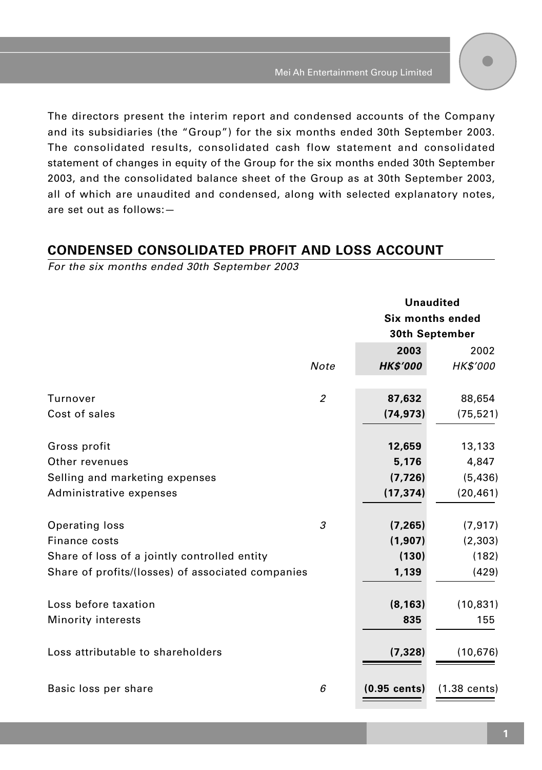The directors present the interim report and condensed accounts of the Company and its subsidiaries (the "Group") for the six months ended 30th September 2003. The consolidated results, consolidated cash flow statement and consolidated statement of changes in equity of the Group for the six months ended 30th September 2003, and the consolidated balance sheet of the Group as at 30th September 2003, all of which are unaudited and condensed, along with selected explanatory notes, are set out as follows:—

## CONDENSED CONSOLIDATED PROFIT AND LOSS ACCOUNT

*For the six months ended 30th September 2003*

| | | Unaudited Six months ended 30th September | |
|---|---|---|---|
| | *Note* | **2003** | 2002 |
| | | ***HK$'000*** | *HK$'000* |
| Turnover | *2* | **87,632** | 88,654 |
| Cost of sales | | **(74,973)** | (75,521) |
| Gross profit | | **12,659** | 13,133 |
| Other revenues | | **5,176** | 4,847 |
| Selling and marketing expenses | | **(7,726)** | (5,436) |
| Administrative expenses | | **(17,374)** | (20,461) |
| Operating loss | *3* | **(7,265)** | (7,917) |
| Finance costs | | **(1,907)** | (2,303) |
| Share of loss of a jointly controlled entity | | **(130)** | (182) |
| Share of profits/(losses) of associated companies | | **1,139** | (429) |
| Loss before taxation | | **(8,163)** | (10,831) |
| Minority interests | | **835** | 155 |
| Loss attributable to shareholders | | **(7,328)** | (10,676) |
| Basic loss per share | *6* | **(0.95 cents)** | (1.38 cents) |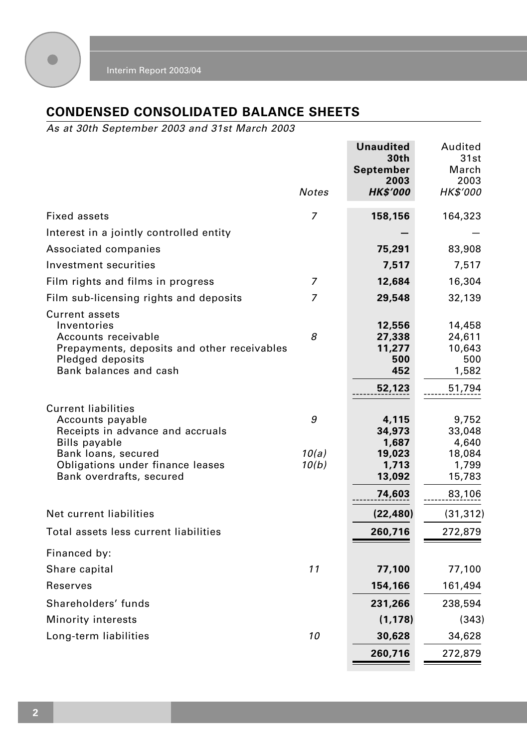## CONDENSED CONSOLIDATED BALANCE SHEETS

*As at 30th September 2003 and 31st March 2003*

| | Notes | Unaudited 30th September 2003 HK$'000 | Audited 31st March 2003 HK$'000 |
|---|---|---|---|
| Fixed assets | 7 | **158,156** | 164,323 |
| Interest in a jointly controlled entity | | **—** | — |
| Associated companies | | **75,291** | 83,908 |
| Investment securities | | **7,517** | 7,517 |
| Film rights and films in progress | 7 | **12,684** | 16,304 |
| Film sub-licensing rights and deposits | 7 | **29,548** | 32,139 |
| Current assets | | | |
| Inventories | | **12,556** | 14,458 |
| Accounts receivable | 8 | **27,338** | 24,611 |
| Prepayments, deposits and other receivables | | **11,277** | 10,643 |
| Pledged deposits | | **500** | 500 |
| Bank balances and cash | | **452** | 1,582 |
| | | **52,123** | 51,794 |
| Current liabilities | | | |
| Accounts payable | 9 | **4,115** | 9,752 |
| Receipts in advance and accruals | | **34,973** | 33,048 |
| Bills payable | | **1,687** | 4,640 |
| Bank loans, secured | 10(a) | **19,023** | 18,084 |
| Obligations under finance leases | 10(b) | **1,713** | 1,799 |
| Bank overdrafts, secured | | **13,092** | 15,783 |
| | | **74,603** | 83,106 |
| Net current liabilities | | **(22,480)** | (31,312) |
| Total assets less current liabilities | | **260,716** | 272,879 |
| Financed by: | | | |
| Share capital | 11 | **77,100** | 77,100 |
| Reserves | | **154,166** | 161,494 |
| Shareholders' funds | | **231,266** | 238,594 |
| Minority interests | | **(1,178)** | (343) |
| Long-term liabilities | 10 | **30,628** | 34,628 |
| | | **260,716** | 272,879 |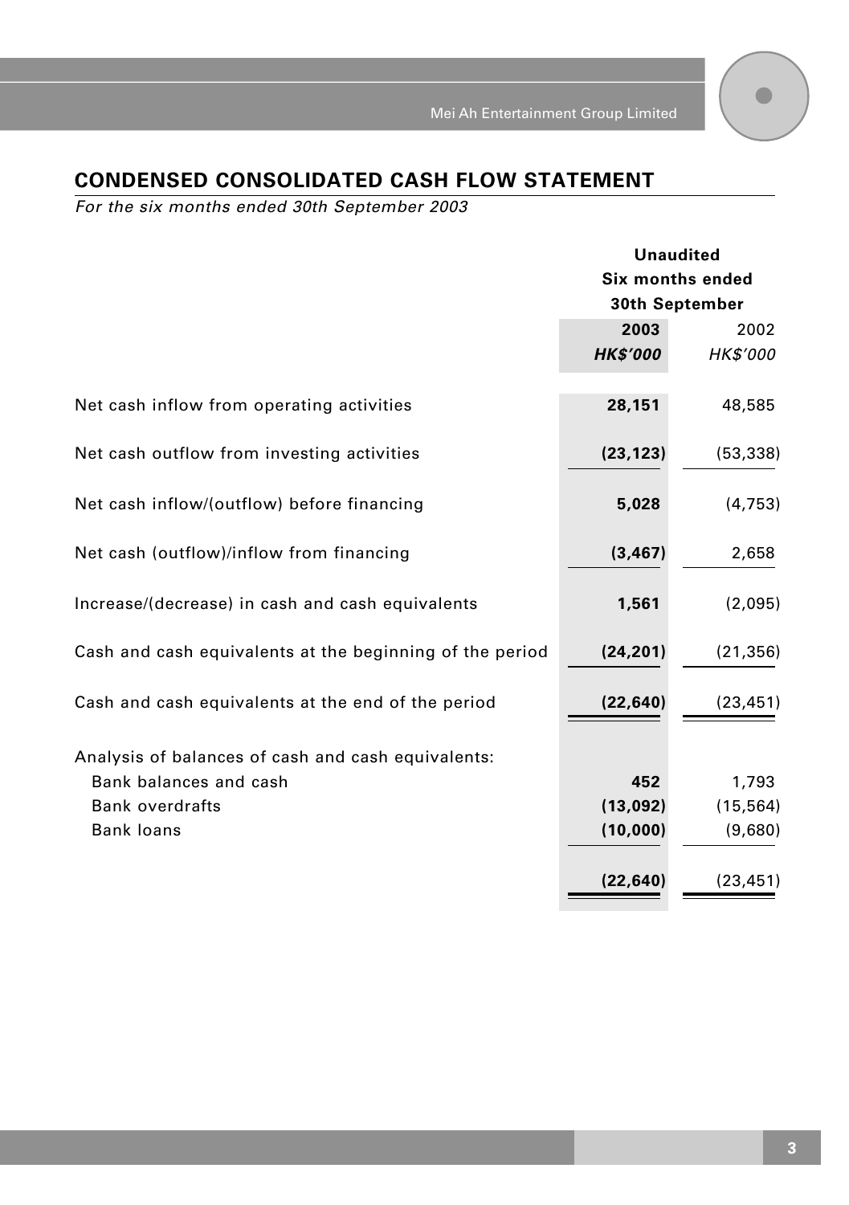## CONDENSED CONSOLIDATED CASH FLOW STATEMENT

*For the six months ended 30th September 2003*

| | Unaudited Six months ended 30th September | |
|---|---|---|
| | **2003** | 2002 |
| | ***HK$'000*** | *HK$'000* |
| Net cash inflow from operating activities | **28,151** | 48,585 |
| Net cash outflow from investing activities | **(23,123)** | (53,338) |
| Net cash inflow/(outflow) before financing | **5,028** | (4,753) |
| Net cash (outflow)/inflow from financing | **(3,467)** | 2,658 |
| Increase/(decrease) in cash and cash equivalents | **1,561** | (2,095) |
| Cash and cash equivalents at the beginning of the period | **(24,201)** | (21,356) |
| Cash and cash equivalents at the end of the period | **(22,640)** | (23,451) |
| Analysis of balances of cash and cash equivalents: | | |
| Bank balances and cash | **452** | 1,793 |
| Bank overdrafts | **(13,092)** | (15,564) |
| Bank loans | **(10,000)** | (9,680) |
| | **(22,640)** | (23,451) |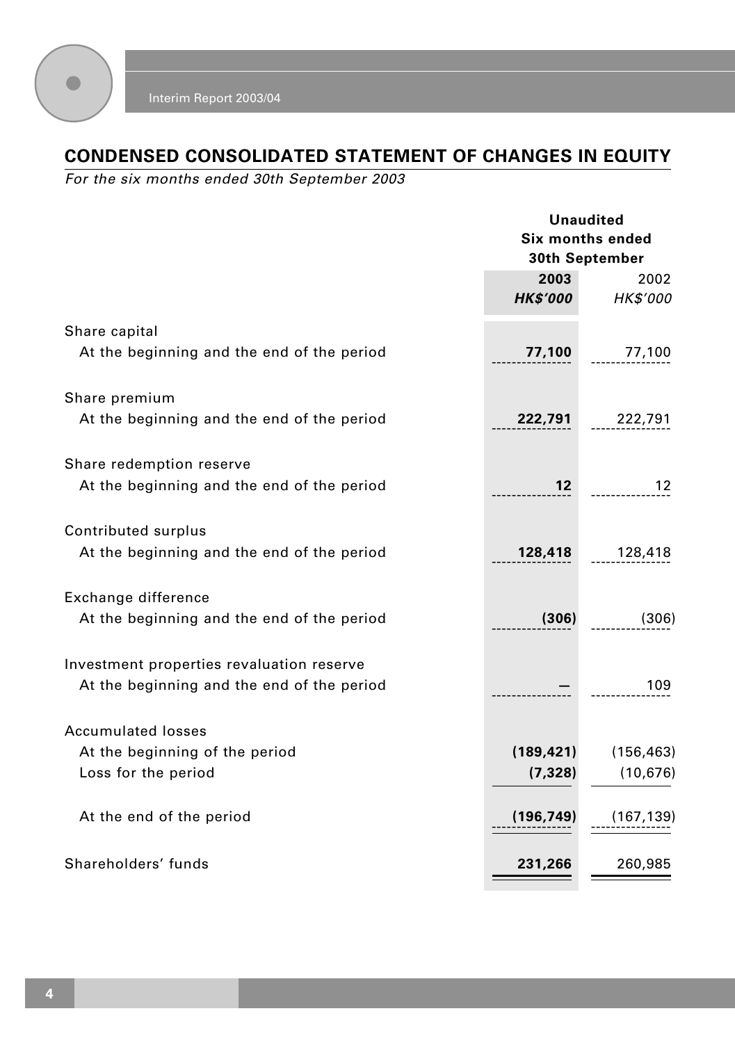## CONDENSED CONSOLIDATED STATEMENT OF CHANGES IN EQUITY

*For the six months ended 30th September 2003*

| | Unaudited Six months ended 30th September | |
|---|---|---|
| | **2003** | 2002 |
| | ***HK$'000*** | *HK$'000* |
| Share capital | | |
| At the beginning and the end of the period | **77,100** | 77,100 |
| Share premium | | |
| At the beginning and the end of the period | **222,791** | 222,791 |
| Share redemption reserve | | |
| At the beginning and the end of the period | **12** | 12 |
| Contributed surplus | | |
| At the beginning and the end of the period | **128,418** | 128,418 |
| Exchange difference | | |
| At the beginning and the end of the period | **(306)** | (306) |
| Investment properties revaluation reserve | | |
| At the beginning and the end of the period | **—** | 109 |
| Accumulated losses | | |
| At the beginning of the period | **(189,421)** | (156,463) |
| Loss for the period | **(7,328)** | (10,676) |
| At the end of the period | **(196,749)** | (167,139) |
| Shareholders' funds | **231,266** | 260,985 |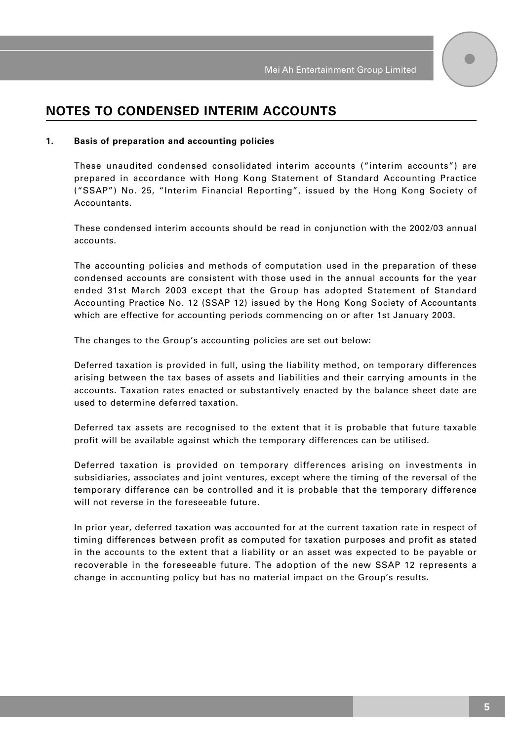# NOTES TO CONDENSED INTERIM ACCOUNTS

**1. Basis of preparation and accounting policies**

These unaudited condensed consolidated interim accounts ("interim accounts") are prepared in accordance with Hong Kong Statement of Standard Accounting Practice ("SSAP") No. 25, "Interim Financial Reporting", issued by the Hong Kong Society of Accountants.

These condensed interim accounts should be read in conjunction with the 2002/03 annual accounts.

The accounting policies and methods of computation used in the preparation of these condensed accounts are consistent with those used in the annual accounts for the year ended 31st March 2003 except that the Group has adopted Statement of Standard Accounting Practice No. 12 (SSAP 12) issued by the Hong Kong Society of Accountants which are effective for accounting periods commencing on or after 1st January 2003.

The changes to the Group's accounting policies are set out below:

Deferred taxation is provided in full, using the liability method, on temporary differences arising between the tax bases of assets and liabilities and their carrying amounts in the accounts. Taxation rates enacted or substantively enacted by the balance sheet date are used to determine deferred taxation.

Deferred tax assets are recognised to the extent that it is probable that future taxable profit will be available against which the temporary differences can be utilised.

Deferred taxation is provided on temporary differences arising on investments in subsidiaries, associates and joint ventures, except where the timing of the reversal of the temporary difference can be controlled and it is probable that the temporary difference will not reverse in the foreseeable future.

In prior year, deferred taxation was accounted for at the current taxation rate in respect of timing differences between profit as computed for taxation purposes and profit as stated in the accounts to the extent that a liability or an asset was expected to be payable or recoverable in the foreseeable future. The adoption of the new SSAP 12 represents a change in accounting policy but has no material impact on the Group's results.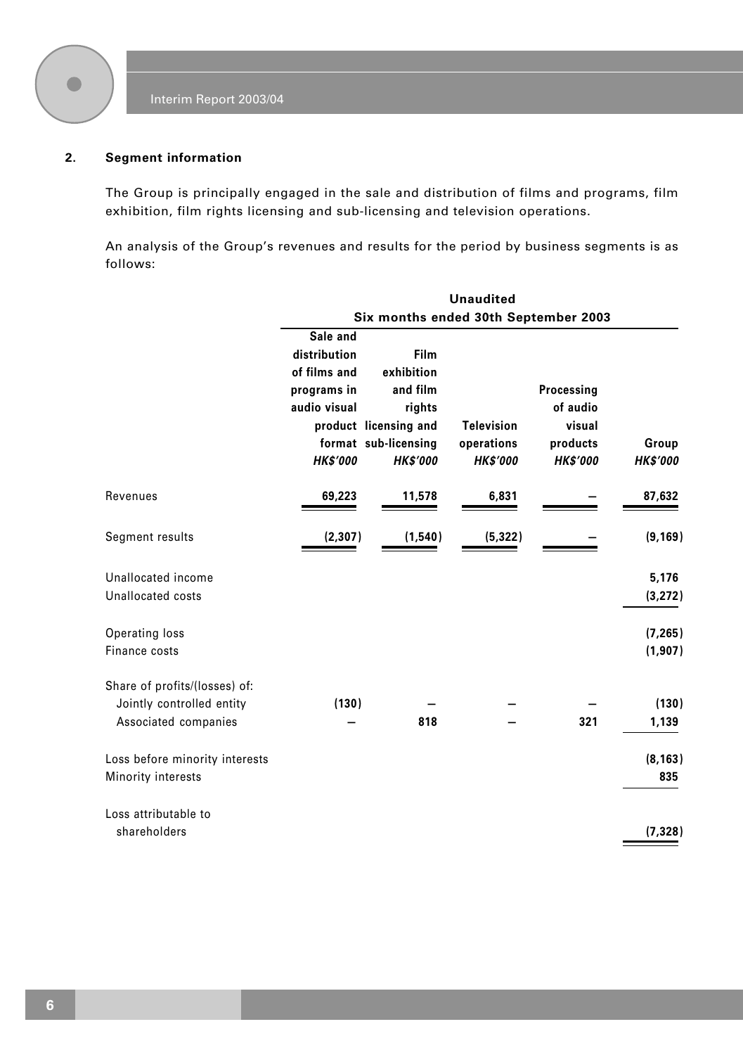## 2. Segment information

The Group is principally engaged in the sale and distribution of films and programs, film exhibition, film rights licensing and sub-licensing and television operations.

An analysis of the Group's revenues and results for the period by business segments is as follows:

| | **Unaudited Six months ended 30th September 2003** | | | | |
|---|---|---|---|---|---|
| | **Sale and distribution of films and programs in audio visual product format** *HK$'000* | **Film exhibition and film rights licensing and sub-licensing** *HK$'000* | **Television operations** *HK$'000* | **Processing of audio visual products** *HK$'000* | **Group** *HK$'000* |
| Revenues | **69,223** | **11,578** | **6,831** | **–** | **87,632** |
| Segment results | **(2,307)** | **(1,540)** | **(5,322)** | **–** | **(9,169)** |
| Unallocated income | | | | | **5,176** |
| Unallocated costs | | | | | **(3,272)** |
| Operating loss | | | | | **(7,265)** |
| Finance costs | | | | | **(1,907)** |
| Share of profits/(losses) of: | | | | | |
| Jointly controlled entity | **(130)** | **–** | **–** | **–** | **(130)** |
| Associated companies | **–** | **818** | **–** | **321** | **1,139** |
| Loss before minority interests | | | | | **(8,163)** |
| Minority interests | | | | | **835** |
| Loss attributable to shareholders | | | | | **(7,328)** |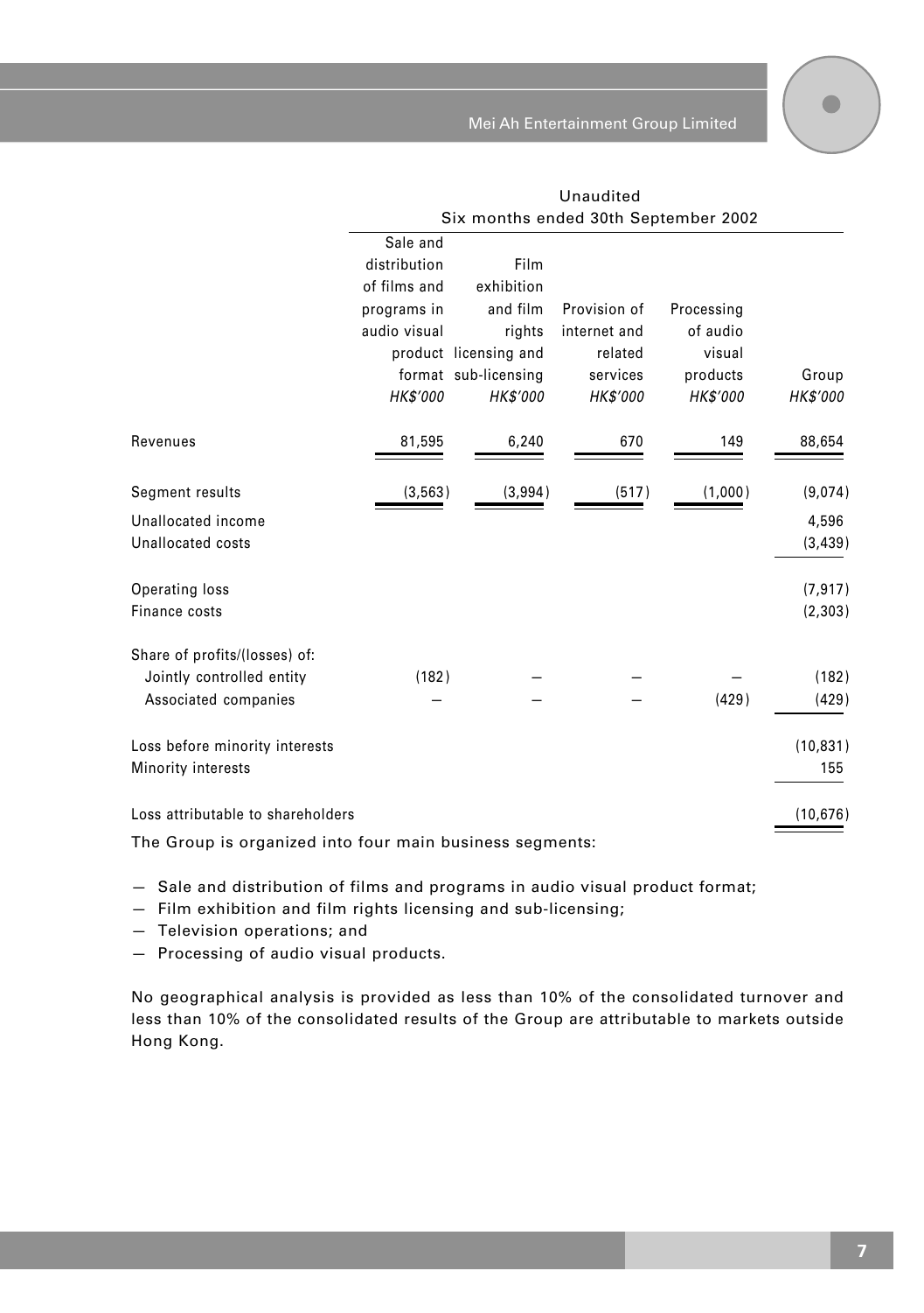| | Unaudited | | | | |
|---|---|---|---|---|---|
| | Six months ended 30th September 2002 | | | | |
| | Sale and distribution of films and programs in audio visual product format | Film exhibition and film rights licensing and sub-licensing | Provision of internet and related services | Processing of audio visual products | Group |
| | *HK$'000* | *HK$'000* | *HK$'000* | *HK$'000* | *HK$'000* |
| Revenues | 81,595 | 6,240 | 670 | 149 | 88,654 |
| Segment results | (3,563) | (3,994) | (517) | (1,000) | (9,074) |
| Unallocated income | | | | | 4,596 |
| Unallocated costs | | | | | (3,439) |
| Operating loss | | | | | (7,917) |
| Finance costs | | | | | (2,303) |
| Share of profits/(losses) of: | | | | | |
| Jointly controlled entity | (182) | – | – | – | (182) |
| Associated companies | – | – | – | (429) | (429) |
| Loss before minority interests | | | | | (10,831) |
| Minority interests | | | | | 155 |
| Loss attributable to shareholders | | | | | (10,676) |

The Group is organized into four main business segments:

- Sale and distribution of films and programs in audio visual product format;
- Film exhibition and film rights licensing and sub-licensing;
- Television operations; and
- Processing of audio visual products.

No geographical analysis is provided as less than 10% of the consolidated turnover and less than 10% of the consolidated results of the Group are attributable to markets outside Hong Kong.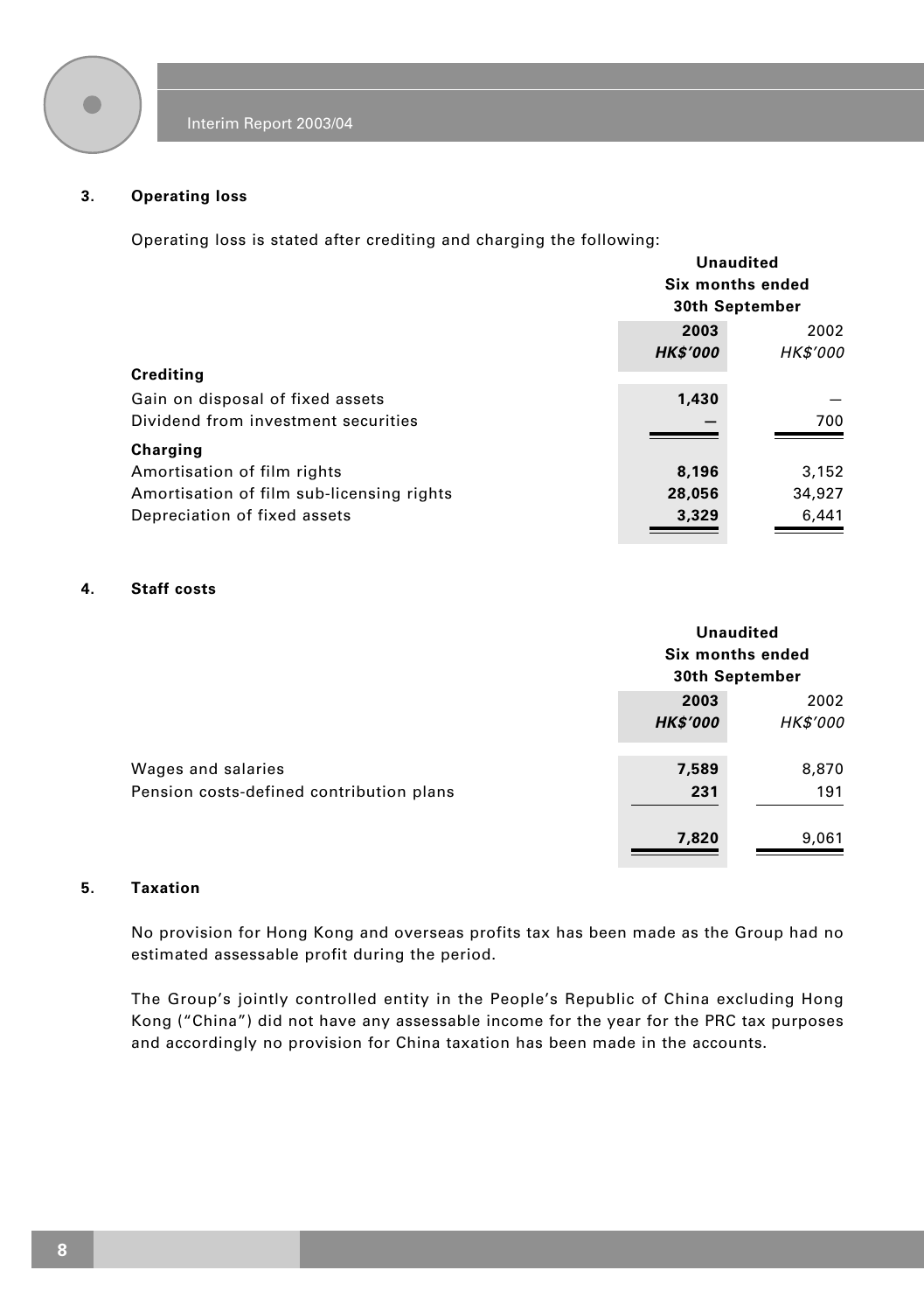### 3. Operating loss

Operating loss is stated after crediting and charging the following:

| | Unaudited Six months ended 30th September | |
|---|---|---|
| | **2003** | 2002 |
| | ***HK$'000*** | *HK$'000* |
| **Crediting** | | |
| Gain on disposal of fixed assets | **1,430** | — |
| Dividend from investment securities | **—** | 700 |
| **Charging** | | |
| Amortisation of film rights | **8,196** | 3,152 |
| Amortisation of film sub-licensing rights | **28,056** | 34,927 |
| Depreciation of fixed assets | **3,329** | 6,441 |

### 4. Staff costs

| | Unaudited Six months ended 30th September | |
|---|---|---|
| | **2003** | 2002 |
| | ***HK$'000*** | *HK$'000* |
| Wages and salaries | **7,589** | 8,870 |
| Pension costs-defined contribution plans | **231** | 191 |
| | **7,820** | 9,061 |

### 5. Taxation

No provision for Hong Kong and overseas profits tax has been made as the Group had no estimated assessable profit during the period.

The Group's jointly controlled entity in the People's Republic of China excluding Hong Kong ("China") did not have any assessable income for the year for the PRC tax purposes and accordingly no provision for China taxation has been made in the accounts.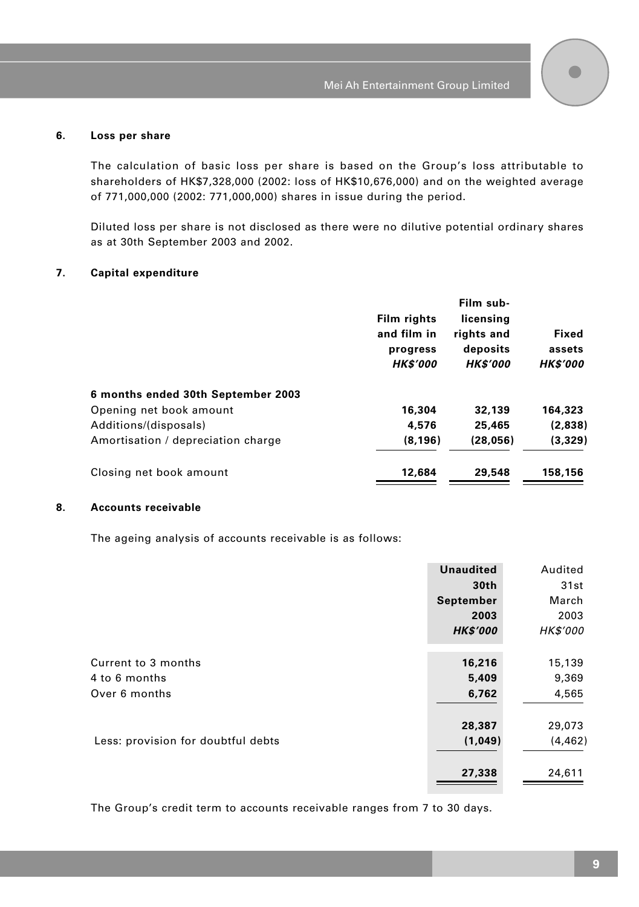### 6. Loss per share

The calculation of basic loss per share is based on the Group's loss attributable to shareholders of HK$7,328,000 (2002: loss of HK$10,676,000) and on the weighted average of 771,000,000 (2002: 771,000,000) shares in issue during the period.

Diluted loss per share is not disclosed as there were no dilutive potential ordinary shares as at 30th September 2003 and 2002.

### 7. Capital expenditure

| | Film rights and film in progress *HK$'000* | Film sub-licensing rights and deposits *HK$'000* | Fixed assets *HK$'000* |
|---|---|---|---|
| **6 months ended 30th September 2003** | | | |
| Opening net book amount | 16,304 | 32,139 | 164,323 |
| Additions/(disposals) | 4,576 | 25,465 | (2,838) |
| Amortisation / depreciation charge | (8,196) | (28,056) | (3,329) |
| Closing net book amount | 12,684 | 29,548 | 158,156 |

### 8. Accounts receivable

The ageing analysis of accounts receivable is as follows:

| | Unaudited 30th September 2003 *HK$'000* | Audited 31st March 2003 *HK$'000* |
|---|---|---|
| Current to 3 months | 16,216 | 15,139 |
| 4 to 6 months | 5,409 | 9,369 |
| Over 6 months | 6,762 | 4,565 |
| | 28,387 | 29,073 |
| Less: provision for doubtful debts | (1,049) | (4,462) |
| | 27,338 | 24,611 |

The Group's credit term to accounts receivable ranges from 7 to 30 days.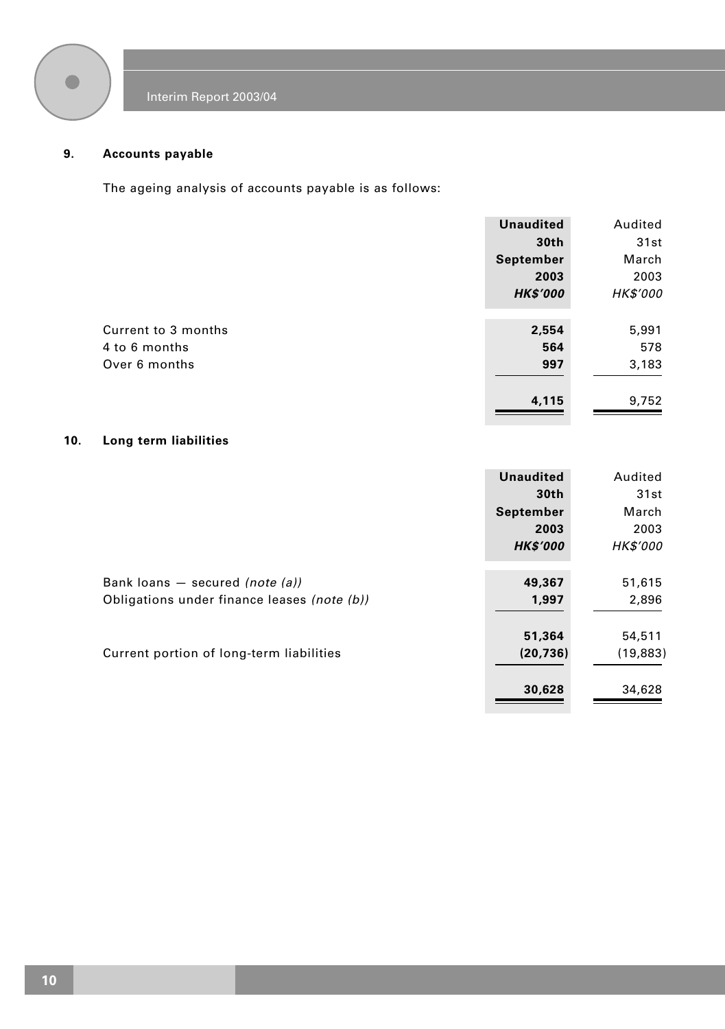## 9. Accounts payable

The ageing analysis of accounts payable is as follows:

| | **Unaudited 30th September 2003 *HK$'000*** | Audited 31st March 2003 *HK$'000* |
|---|---|---|
| Current to 3 months | **2,554** | 5,991 |
| 4 to 6 months | **564** | 578 |
| Over 6 months | **997** | 3,183 |
| | **4,115** | 9,752 |

## 10. Long term liabilities

| | **Unaudited 30th September 2003 *HK$'000*** | Audited 31st March 2003 *HK$'000* |
|---|---|---|
| Bank loans — secured *(note (a))* | **49,367** | 51,615 |
| Obligations under finance leases *(note (b))* | **1,997** | 2,896 |
| | **51,364** | 54,511 |
| Current portion of long-term liabilities | **(20,736)** | (19,883) |
| | **30,628** | 34,628 |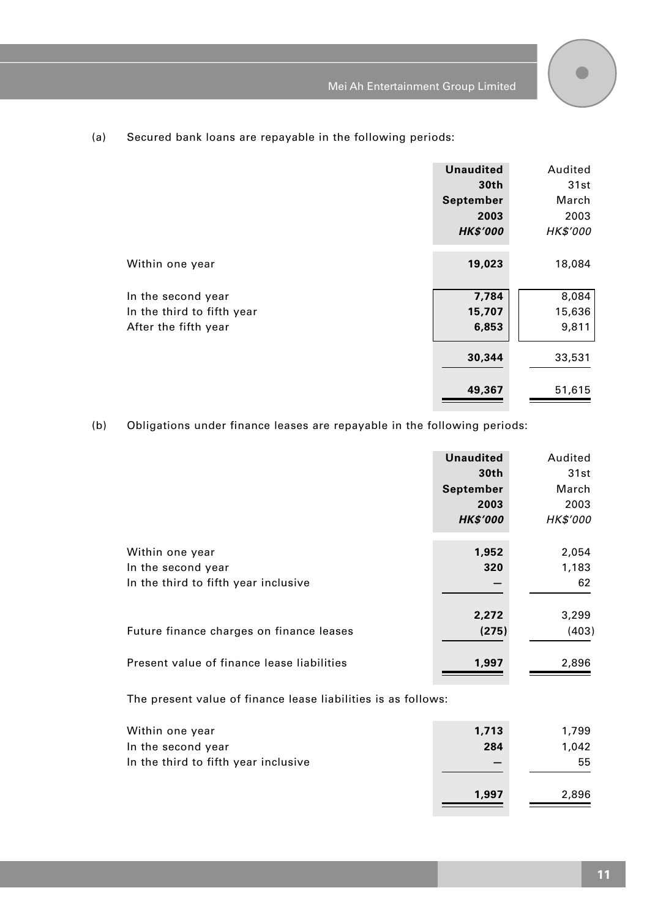(a) Secured bank loans are repayable in the following periods:

| | **Unaudited 30th September 2003** *HK$'000* | Audited 31st March 2003 *HK$'000* |
|---|---|---|
| Within one year | **19,023** | 18,084 |
| In the second year | **7,784** | 8,084 |
| In the third to fifth year | **15,707** | 15,636 |
| After the fifth year | **6,853** | 9,811 |
| | **30,344** | 33,531 |
| | **49,367** | 51,615 |

(b) Obligations under finance leases are repayable in the following periods:

| | **Unaudited 30th September 2003** *HK$'000* | Audited 31st March 2003 *HK$'000* |
|---|---|---|
| Within one year | **1,952** | 2,054 |
| In the second year | **320** | 1,183 |
| In the third to fifth year inclusive | **—** | 62 |
| | **2,272** | 3,299 |
| Future finance charges on finance leases | **(275)** | (403) |
| Present value of finance lease liabilities | **1,997** | 2,896 |

The present value of finance lease liabilities is as follows:

| | **Unaudited 30th September 2003** *HK$'000* | Audited 31st March 2003 *HK$'000* |
|---|---|---|
| Within one year | **1,713** | 1,799 |
| In the second year | **284** | 1,042 |
| In the third to fifth year inclusive | **—** | 55 |
| | **1,997** | 2,896 |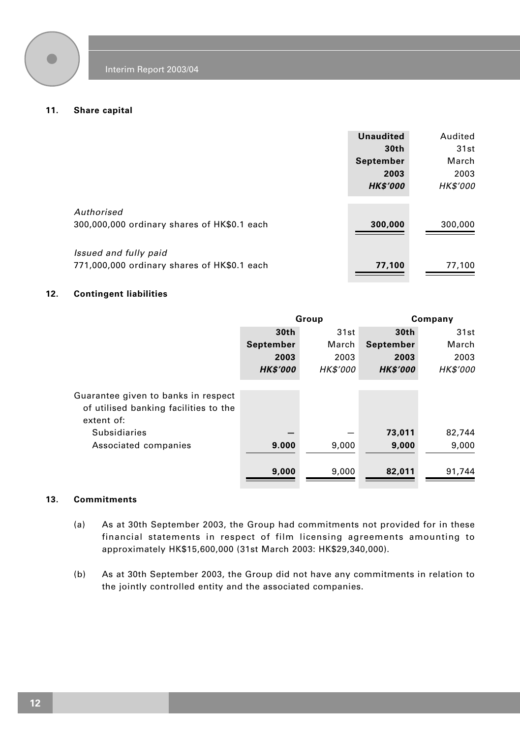## 11. Share capital

| | Unaudited 30th September 2003 HK$'000 | Audited 31st March 2003 HK$'000 |
|---|---|---|
| *Authorised* | | |
| 300,000,000 ordinary shares of HK$0.1 each | **300,000** | 300,000 |
| *Issued and fully paid* | | |
| 771,000,000 ordinary shares of HK$0.1 each | **77,100** | 77,100 |

## 12. Contingent liabilities

| | Group | | Company | |
|---|---|---|---|---|
| | 30th September 2003 HK$'000 | 31st March 2003 HK$'000 | 30th September 2003 HK$'000 | 31st March 2003 HK$'000 |
| Guarantee given to banks in respect of utilised banking facilities to the extent of: | | | | |
| Subsidiaries | **—** | — | **73,011** | 82,744 |
| Associated companies | **9.000** | 9,000 | **9,000** | 9,000 |
| | **9,000** | 9,000 | **82,011** | 91,744 |

## 13. Commitments

(a) As at 30th September 2003, the Group had commitments not provided for in these financial statements in respect of film licensing agreements amounting to approximately HK$15,600,000 (31st March 2003: HK$29,340,000).

(b) As at 30th September 2003, the Group did not have any commitments in relation to the jointly controlled entity and the associated companies.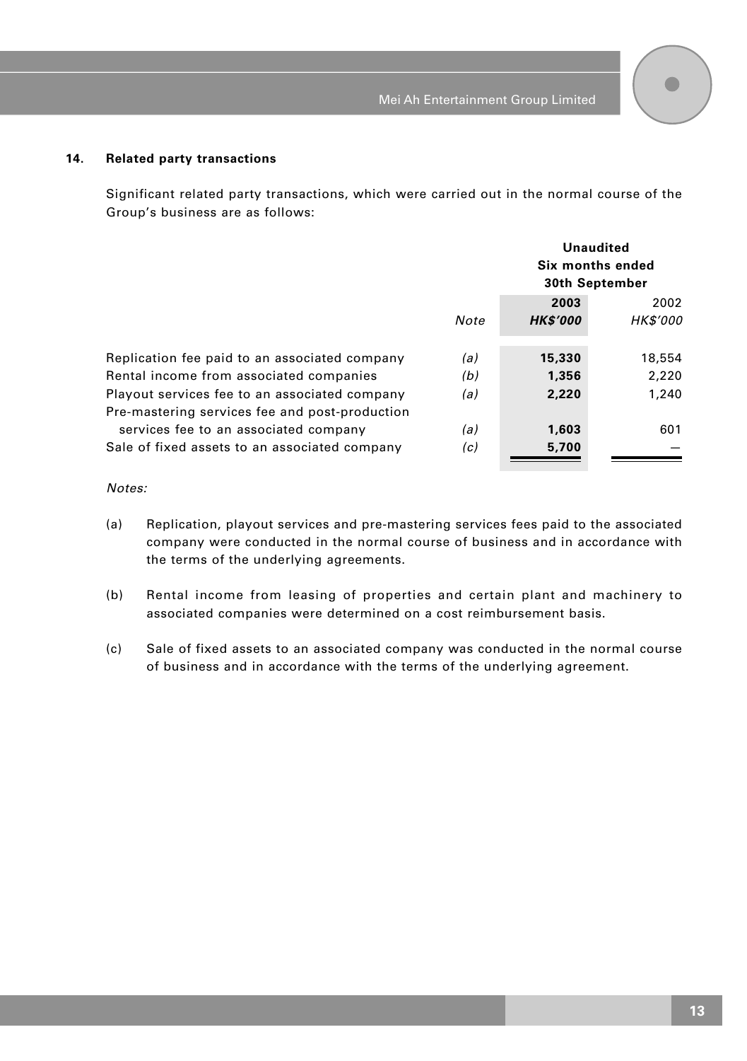### 14. Related party transactions

Significant related party transactions, which were carried out in the normal course of the Group's business are as follows:

| | | Unaudited Six months ended 30th September | |
|---|---|---|---|
| | Note | **2003** *HK$'000* | 2002 *HK$'000* |
| Replication fee paid to an associated company | *(a)* | **15,330** | 18,554 |
| Rental income from associated companies | *(b)* | **1,356** | 2,220 |
| Playout services fee to an associated company | *(a)* | **2,220** | 1,240 |
| Pre-mastering services fee and post-production services fee to an associated company | *(a)* | **1,603** | 601 |
| Sale of fixed assets to an associated company | *(c)* | **5,700** | — |

*Notes:*

(a) Replication, playout services and pre-mastering services fees paid to the associated company were conducted in the normal course of business and in accordance with the terms of the underlying agreements.

(b) Rental income from leasing of properties and certain plant and machinery to associated companies were determined on a cost reimbursement basis.

(c) Sale of fixed assets to an associated company was conducted in the normal course of business and in accordance with the terms of the underlying agreement.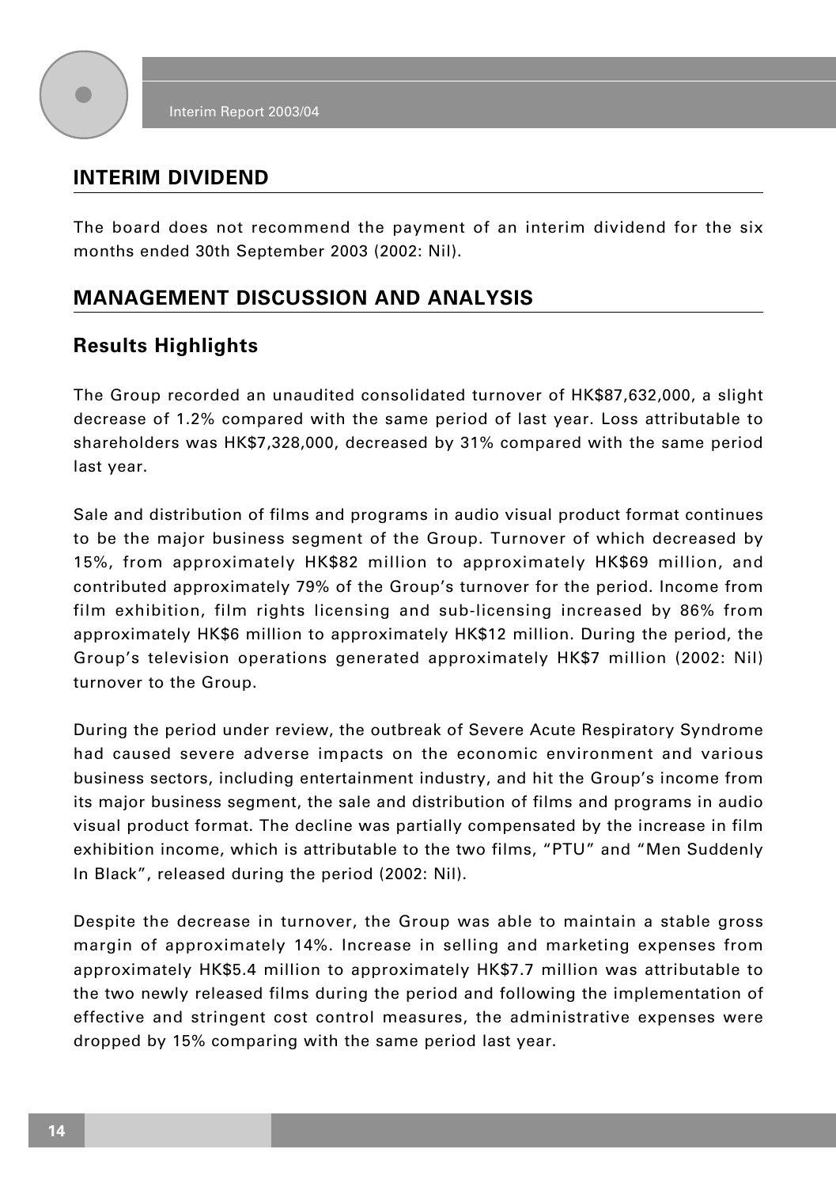## INTERIM DIVIDEND

The board does not recommend the payment of an interim dividend for the six months ended 30th September 2003 (2002: Nil).

## MANAGEMENT DISCUSSION AND ANALYSIS

### Results Highlights

The Group recorded an unaudited consolidated turnover of HK$87,632,000, a slight decrease of 1.2% compared with the same period of last year. Loss attributable to shareholders was HK$7,328,000, decreased by 31% compared with the same period last year.

Sale and distribution of films and programs in audio visual product format continues to be the major business segment of the Group. Turnover of which decreased by 15%, from approximately HK$82 million to approximately HK$69 million, and contributed approximately 79% of the Group's turnover for the period. Income from film exhibition, film rights licensing and sub-licensing increased by 86% from approximately HK$6 million to approximately HK$12 million. During the period, the Group's television operations generated approximately HK$7 million (2002: Nil) turnover to the Group.

During the period under review, the outbreak of Severe Acute Respiratory Syndrome had caused severe adverse impacts on the economic environment and various business sectors, including entertainment industry, and hit the Group's income from its major business segment, the sale and distribution of films and programs in audio visual product format. The decline was partially compensated by the increase in film exhibition income, which is attributable to the two films, "PTU" and "Men Suddenly In Black", released during the period (2002: Nil).

Despite the decrease in turnover, the Group was able to maintain a stable gross margin of approximately 14%. Increase in selling and marketing expenses from approximately HK$5.4 million to approximately HK$7.7 million was attributable to the two newly released films during the period and following the implementation of effective and stringent cost control measures, the administrative expenses were dropped by 15% comparing with the same period last year.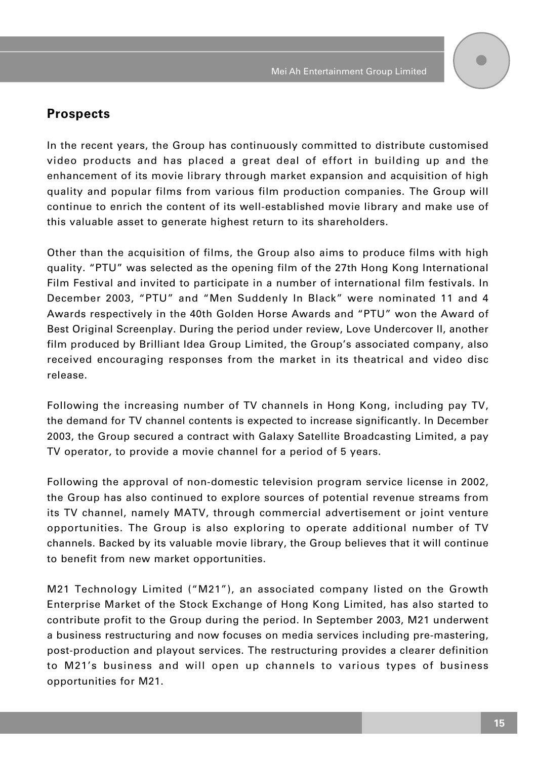## Prospects

In the recent years, the Group has continuously committed to distribute customised video products and has placed a great deal of effort in building up and the enhancement of its movie library through market expansion and acquisition of high quality and popular films from various film production companies. The Group will continue to enrich the content of its well-established movie library and make use of this valuable asset to generate highest return to its shareholders.

Other than the acquisition of films, the Group also aims to produce films with high quality. "PTU" was selected as the opening film of the 27th Hong Kong International Film Festival and invited to participate in a number of international film festivals. In December 2003, "PTU" and "Men Suddenly In Black" were nominated 11 and 4 Awards respectively in the 40th Golden Horse Awards and "PTU" won the Award of Best Original Screenplay. During the period under review, Love Undercover II, another film produced by Brilliant Idea Group Limited, the Group's associated company, also received encouraging responses from the market in its theatrical and video disc release.

Following the increasing number of TV channels in Hong Kong, including pay TV, the demand for TV channel contents is expected to increase significantly. In December 2003, the Group secured a contract with Galaxy Satellite Broadcasting Limited, a pay TV operator, to provide a movie channel for a period of 5 years.

Following the approval of non-domestic television program service license in 2002, the Group has also continued to explore sources of potential revenue streams from its TV channel, namely MATV, through commercial advertisement or joint venture opportunities. The Group is also exploring to operate additional number of TV channels. Backed by its valuable movie library, the Group believes that it will continue to benefit from new market opportunities.

M21 Technology Limited ("M21"), an associated company listed on the Growth Enterprise Market of the Stock Exchange of Hong Kong Limited, has also started to contribute profit to the Group during the period. In September 2003, M21 underwent a business restructuring and now focuses on media services including pre-mastering, post-production and playout services. The restructuring provides a clearer definition to M21's business and will open up channels to various types of business opportunities for M21.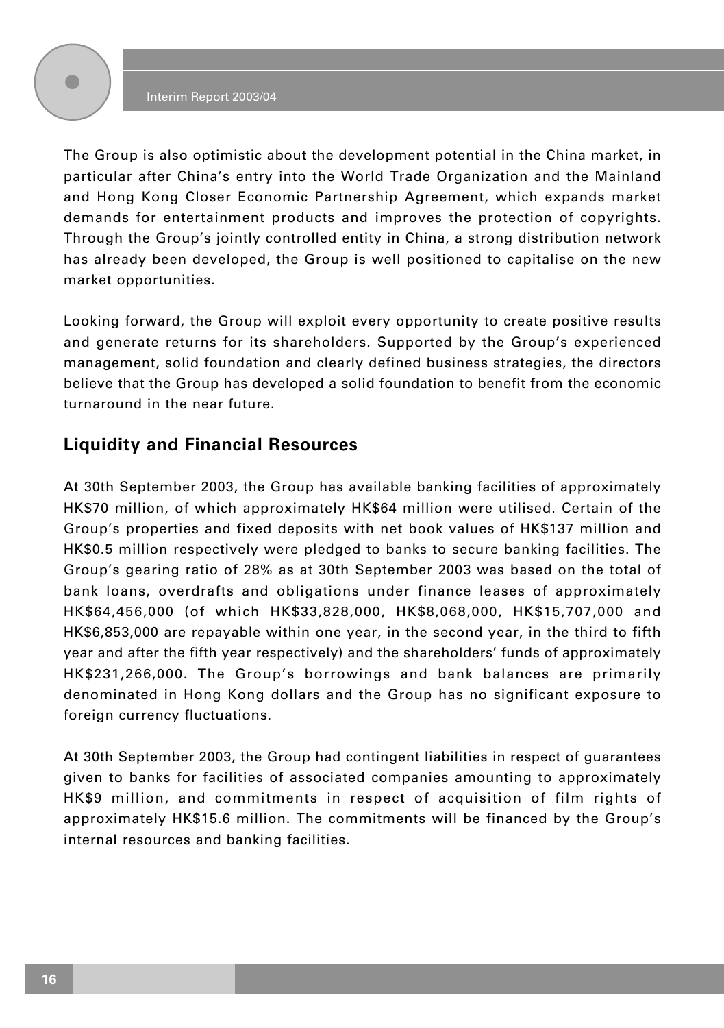The Group is also optimistic about the development potential in the China market, in particular after China's entry into the World Trade Organization and the Mainland and Hong Kong Closer Economic Partnership Agreement, which expands market demands for entertainment products and improves the protection of copyrights. Through the Group's jointly controlled entity in China, a strong distribution network has already been developed, the Group is well positioned to capitalise on the new market opportunities.

Looking forward, the Group will exploit every opportunity to create positive results and generate returns for its shareholders. Supported by the Group's experienced management, solid foundation and clearly defined business strategies, the directors believe that the Group has developed a solid foundation to benefit from the economic turnaround in the near future.

## Liquidity and Financial Resources

At 30th September 2003, the Group has available banking facilities of approximately HK$70 million, of which approximately HK$64 million were utilised. Certain of the Group's properties and fixed deposits with net book values of HK$137 million and HK$0.5 million respectively were pledged to banks to secure banking facilities. The Group's gearing ratio of 28% as at 30th September 2003 was based on the total of bank loans, overdrafts and obligations under finance leases of approximately HK$64,456,000 (of which HK$33,828,000, HK$8,068,000, HK$15,707,000 and HK$6,853,000 are repayable within one year, in the second year, in the third to fifth year and after the fifth year respectively) and the shareholders' funds of approximately HK$231,266,000. The Group's borrowings and bank balances are primarily denominated in Hong Kong dollars and the Group has no significant exposure to foreign currency fluctuations.

At 30th September 2003, the Group had contingent liabilities in respect of guarantees given to banks for facilities of associated companies amounting to approximately HK$9 million, and commitments in respect of acquisition of film rights of approximately HK$15.6 million. The commitments will be financed by the Group's internal resources and banking facilities.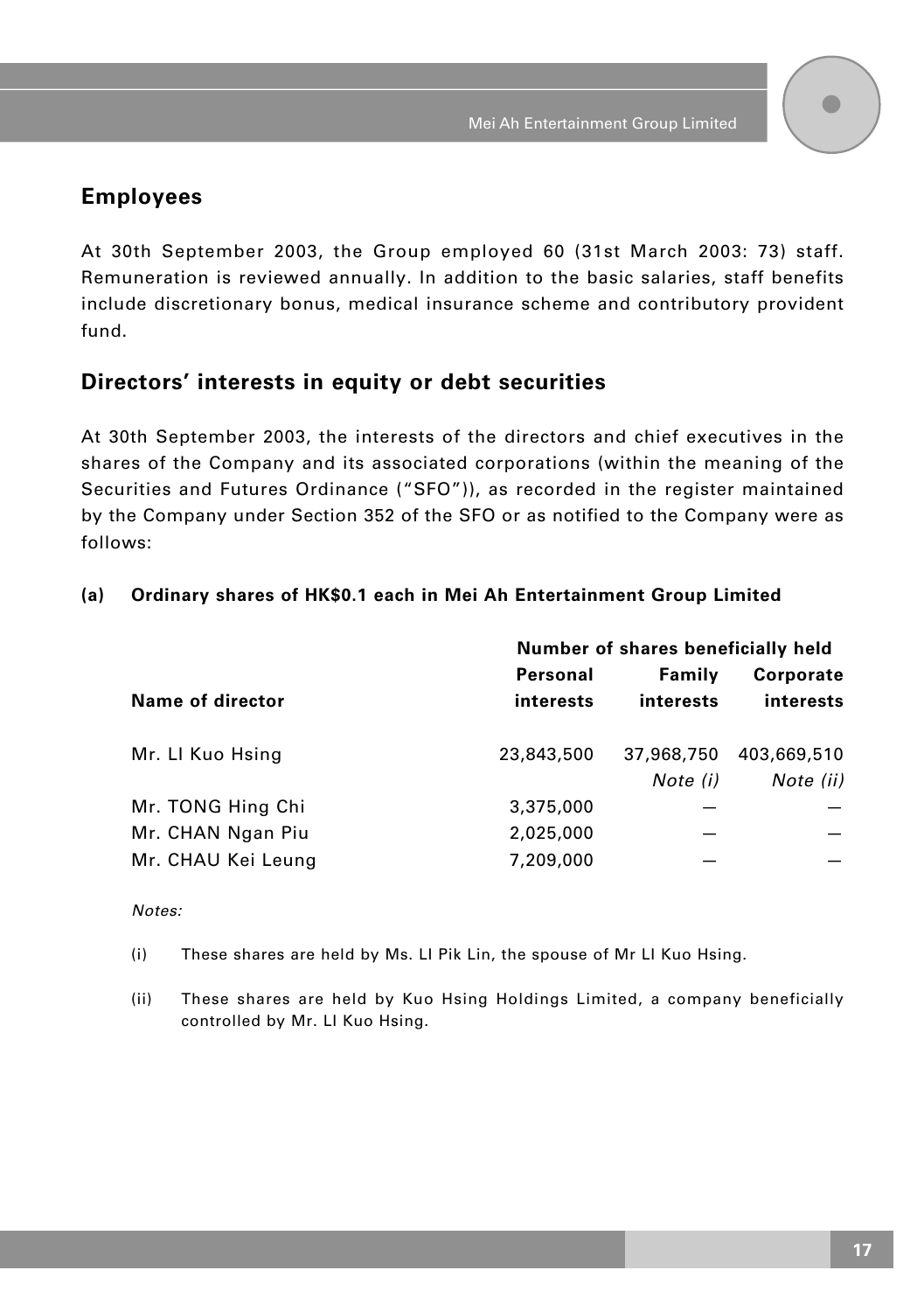## Employees

At 30th September 2003, the Group employed 60 (31st March 2003: 73) staff. Remuneration is reviewed annually. In addition to the basic salaries, staff benefits include discretionary bonus, medical insurance scheme and contributory provident fund.

## Directors' interests in equity or debt securities

At 30th September 2003, the interests of the directors and chief executives in the shares of the Company and its associated corporations (within the meaning of the Securities and Futures Ordinance ("SFO")), as recorded in the register maintained by the Company under Section 352 of the SFO or as notified to the Company were as follows:

**(a) Ordinary shares of HK$0.1 each in Mei Ah Entertainment Group Limited**

| | Number of shares beneficially held | | |
|---|---|---|---|
| **Name of director** | **Personal interests** | **Family interests** | **Corporate interests** |
| Mr. LI Kuo Hsing | 23,843,500 | 37,968,750 *Note (i)* | 403,669,510 *Note (ii)* |
| Mr. TONG Hing Chi | 3,375,000 | — | — |
| Mr. CHAN Ngan Piu | 2,025,000 | — | — |
| Mr. CHAU Kei Leung | 7,209,000 | — | — |

*Notes:*

(i) These shares are held by Ms. LI Pik Lin, the spouse of Mr LI Kuo Hsing.

(ii) These shares are held by Kuo Hsing Holdings Limited, a company beneficially controlled by Mr. LI Kuo Hsing.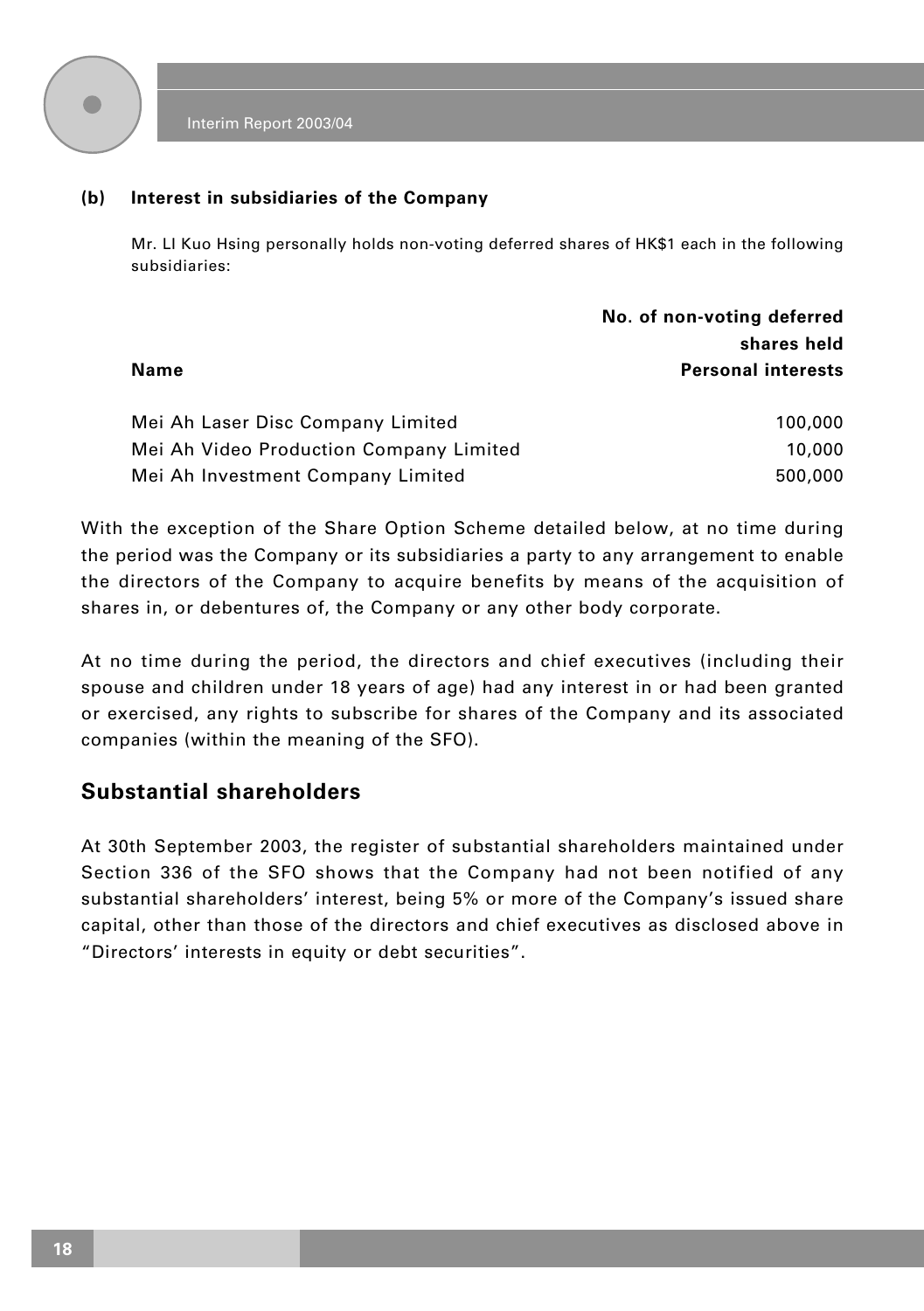### (b) Interest in subsidiaries of the Company

Mr. LI Kuo Hsing personally holds non-voting deferred shares of HK$1 each in the following subsidiaries:

| Name | No. of non-voting deferred shares held Personal interests |
|---|---|
| Mei Ah Laser Disc Company Limited | 100,000 |
| Mei Ah Video Production Company Limited | 10,000 |
| Mei Ah Investment Company Limited | 500,000 |

With the exception of the Share Option Scheme detailed below, at no time during the period was the Company or its subsidiaries a party to any arrangement to enable the directors of the Company to acquire benefits by means of the acquisition of shares in, or debentures of, the Company or any other body corporate.

At no time during the period, the directors and chief executives (including their spouse and children under 18 years of age) had any interest in or had been granted or exercised, any rights to subscribe for shares of the Company and its associated companies (within the meaning of the SFO).

## Substantial shareholders

At 30th September 2003, the register of substantial shareholders maintained under Section 336 of the SFO shows that the Company had not been notified of any substantial shareholders' interest, being 5% or more of the Company's issued share capital, other than those of the directors and chief executives as disclosed above in "Directors' interests in equity or debt securities".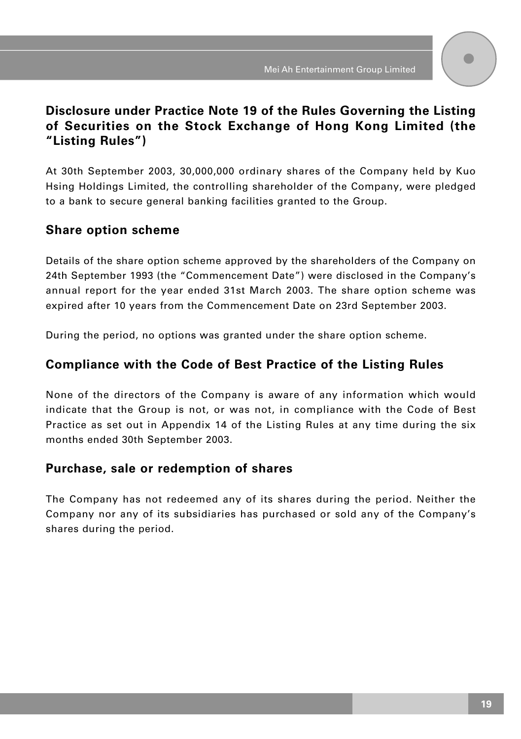## Disclosure under Practice Note 19 of the Rules Governing the Listing of Securities on the Stock Exchange of Hong Kong Limited (the "Listing Rules")

At 30th September 2003, 30,000,000 ordinary shares of the Company held by Kuo Hsing Holdings Limited, the controlling shareholder of the Company, were pledged to a bank to secure general banking facilities granted to the Group.

## Share option scheme

Details of the share option scheme approved by the shareholders of the Company on 24th September 1993 (the "Commencement Date") were disclosed in the Company's annual report for the year ended 31st March 2003. The share option scheme was expired after 10 years from the Commencement Date on 23rd September 2003.

During the period, no options was granted under the share option scheme.

## Compliance with the Code of Best Practice of the Listing Rules

None of the directors of the Company is aware of any information which would indicate that the Group is not, or was not, in compliance with the Code of Best Practice as set out in Appendix 14 of the Listing Rules at any time during the six months ended 30th September 2003.

## Purchase, sale or redemption of shares

The Company has not redeemed any of its shares during the period. Neither the Company nor any of its subsidiaries has purchased or sold any of the Company's shares during the period.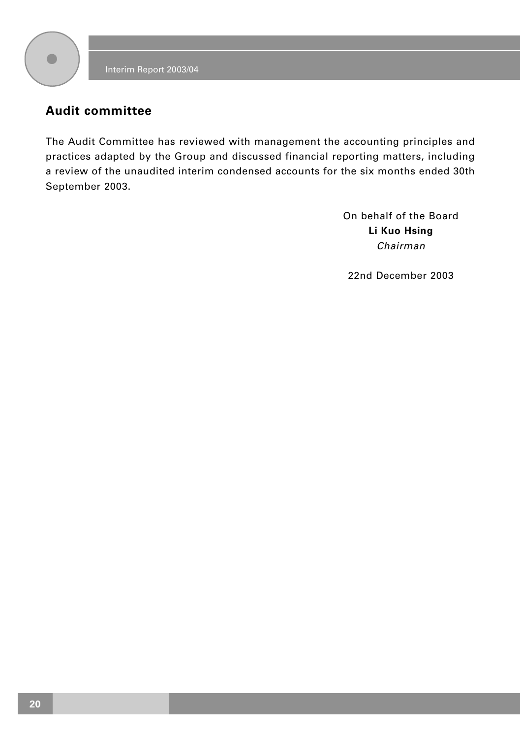## Audit committee

The Audit Committee has reviewed with management the accounting principles and practices adapted by the Group and discussed financial reporting matters, including a review of the unaudited interim condensed accounts for the six months ended 30th September 2003.

On behalf of the Board
**Li Kuo Hsing**
*Chairman*

22nd December 2003